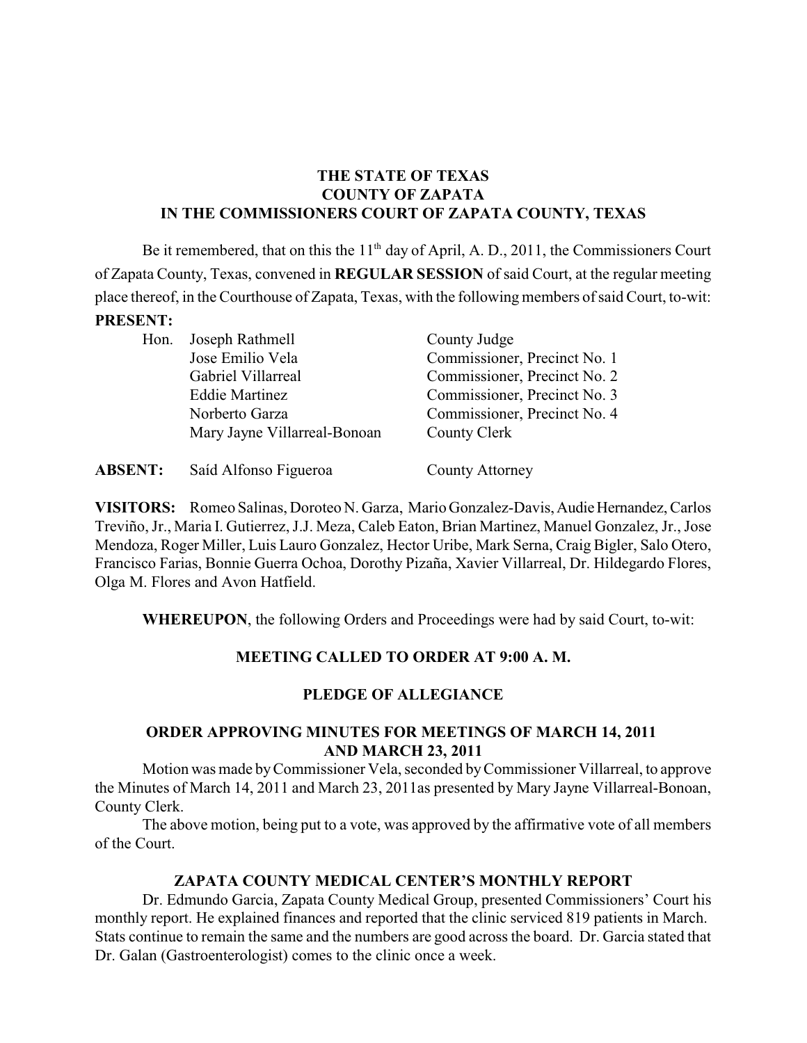**THE STATE OF TEXAS**
**COUNTY OF ZAPATA**
**IN THE COMMISSIONERS COURT OF ZAPATA COUNTY, TEXAS**

Be it remembered, that on this the 11th day of April, A. D., 2011, the Commissioners Court of Zapata County, Texas, convened in **REGULAR SESSION** of said Court, at the regular meeting place thereof, in the Courthouse of Zapata, Texas, with the following members of said Court, to-wit:

**PRESENT:**

| | | |
|---|---|---|
| Hon. | Joseph Rathmell | County Judge |
| | Jose Emilio Vela | Commissioner, Precinct No. 1 |
| | Gabriel Villarreal | Commissioner, Precinct No. 2 |
| | Eddie Martinez | Commissioner, Precinct No. 3 |
| | Norberto Garza | Commissioner, Precinct No. 4 |
| | Mary Jayne Villarreal-Bonoan | County Clerk |

**ABSENT:** Saíd Alfonso Figueroa — County Attorney

**VISITORS:** Romeo Salinas, Doroteo N. Garza, Mario Gonzalez-Davis, Audie Hernandez, Carlos Treviño, Jr., Maria I. Gutierrez, J.J. Meza, Caleb Eaton, Brian Martinez, Manuel Gonzalez, Jr., Jose Mendoza, Roger Miller, Luis Lauro Gonzalez, Hector Uribe, Mark Serna, Craig Bigler, Salo Otero, Francisco Farias, Bonnie Guerra Ochoa, Dorothy Pizaña, Xavier Villarreal, Dr. Hildegardo Flores, Olga M. Flores and Avon Hatfield.

**WHEREUPON**, the following Orders and Proceedings were had by said Court, to-wit:

**MEETING CALLED TO ORDER AT 9:00 A. M.**

**PLEDGE OF ALLEGIANCE**

**ORDER APPROVING MINUTES FOR MEETINGS OF MARCH 14, 2011 AND MARCH 23, 2011**

Motion was made by Commissioner Vela, seconded by Commissioner Villarreal, to approve the Minutes of March 14, 2011 and March 23, 2011as presented by Mary Jayne Villarreal-Bonoan, County Clerk.

The above motion, being put to a vote, was approved by the affirmative vote of all members of the Court.

**ZAPATA COUNTY MEDICAL CENTER'S MONTHLY REPORT**

Dr. Edmundo Garcia, Zapata County Medical Group, presented Commissioners' Court his monthly report. He explained finances and reported that the clinic serviced 819 patients in March. Stats continue to remain the same and the numbers are good across the board. Dr. Garcia stated that Dr. Galan (Gastroenterologist) comes to the clinic once a week.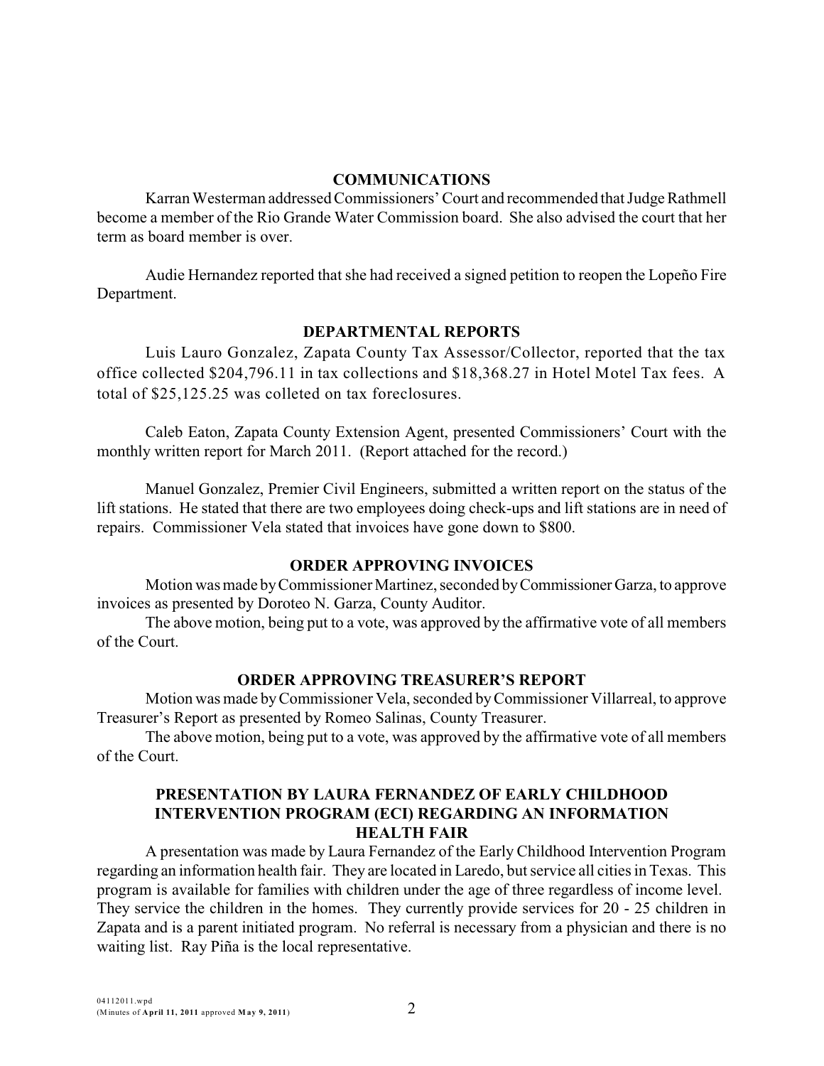## COMMUNICATIONS

Karran Westerman addressed Commissioners' Court and recommended that Judge Rathmell become a member of the Rio Grande Water Commission board. She also advised the court that her term as board member is over.

Audie Hernandez reported that she had received a signed petition to reopen the Lopeño Fire Department.

## DEPARTMENTAL REPORTS

Luis Lauro Gonzalez, Zapata County Tax Assessor/Collector, reported that the tax office collected $204,796.11 in tax collections and $18,368.27 in Hotel Motel Tax fees. A total of $25,125.25 was colleted on tax foreclosures.

Caleb Eaton, Zapata County Extension Agent, presented Commissioners' Court with the monthly written report for March 2011. (Report attached for the record.)

Manuel Gonzalez, Premier Civil Engineers, submitted a written report on the status of the lift stations. He stated that there are two employees doing check-ups and lift stations are in need of repairs. Commissioner Vela stated that invoices have gone down to $800.

## ORDER APPROVING INVOICES

Motion was made by Commissioner Martinez, seconded by Commissioner Garza, to approve invoices as presented by Doroteo N. Garza, County Auditor.

The above motion, being put to a vote, was approved by the affirmative vote of all members of the Court.

## ORDER APPROVING TREASURER'S REPORT

Motion was made by Commissioner Vela, seconded by Commissioner Villarreal, to approve Treasurer's Report as presented by Romeo Salinas, County Treasurer.

The above motion, being put to a vote, was approved by the affirmative vote of all members of the Court.

## PRESENTATION BY LAURA FERNANDEZ OF EARLY CHILDHOOD INTERVENTION PROGRAM (ECI) REGARDING AN INFORMATION HEALTH FAIR

A presentation was made by Laura Fernandez of the Early Childhood Intervention Program regarding an information health fair. They are located in Laredo, but service all cities in Texas. This program is available for families with children under the age of three regardless of income level. They service the children in the homes. They currently provide services for 20 - 25 children in Zapata and is a parent initiated program. No referral is necessary from a physician and there is no waiting list. Ray Piña is the local representative.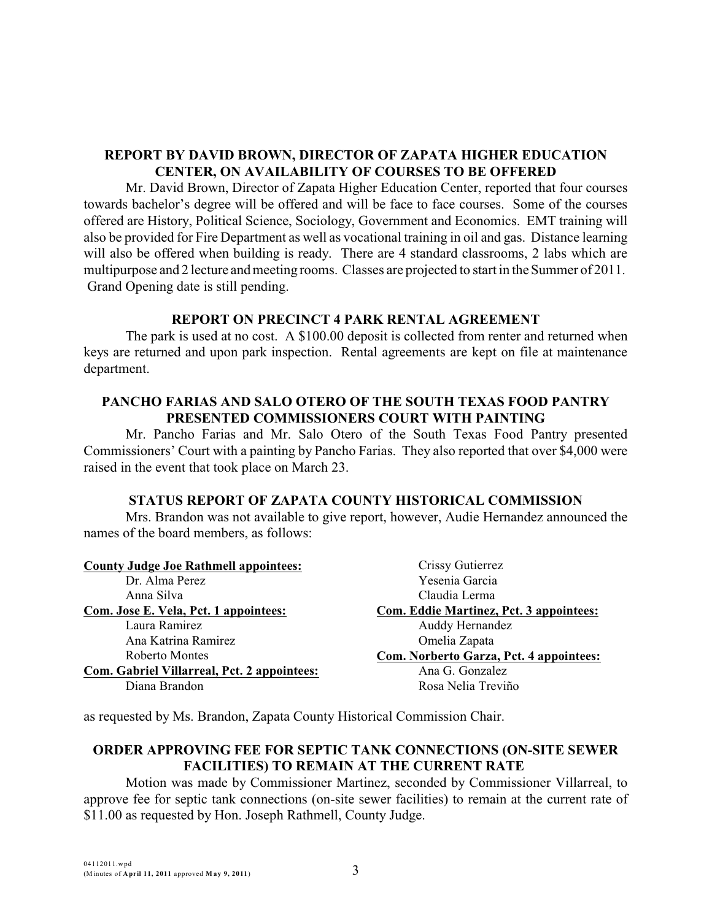## REPORT BY DAVID BROWN, DIRECTOR OF ZAPATA HIGHER EDUCATION CENTER, ON AVAILABILITY OF COURSES TO BE OFFERED

Mr. David Brown, Director of Zapata Higher Education Center, reported that four courses towards bachelor's degree will be offered and will be face to face courses. Some of the courses offered are History, Political Science, Sociology, Government and Economics. EMT training will also be provided for Fire Department as well as vocational training in oil and gas. Distance learning will also be offered when building is ready. There are 4 standard classrooms, 2 labs which are multipurpose and 2 lecture and meeting rooms. Classes are projected to start in the Summer of 2011. Grand Opening date is still pending.

## REPORT ON PRECINCT 4 PARK RENTAL AGREEMENT

The park is used at no cost. A $100.00 deposit is collected from renter and returned when keys are returned and upon park inspection. Rental agreements are kept on file at maintenance department.

## PANCHO FARIAS AND SALO OTERO OF THE SOUTH TEXAS FOOD PANTRY PRESENTED COMMISSIONERS COURT WITH PAINTING

Mr. Pancho Farias and Mr. Salo Otero of the South Texas Food Pantry presented Commissioners' Court with a painting by Pancho Farias. They also reported that over $4,000 were raised in the event that took place on March 23.

## STATUS REPORT OF ZAPATA COUNTY HISTORICAL COMMISSION

Mrs. Brandon was not available to give report, however, Audie Hernandez announced the names of the board members, as follows:

**County Judge Joe Rathmell appointees:**
- Dr. Alma Perez
- Anna Silva
- Crissy Gutierrez
- Yesenia Garcia
- Claudia Lerma

**Com. Jose E. Vela, Pct. 1 appointees:**
- Laura Ramirez
- Ana Katrina Ramirez
- Roberto Montes

**Com. Gabriel Villarreal, Pct. 2 appointees:**
- Diana Brandon

**Com. Eddie Martinez, Pct. 3 appointees:**
- Auddy Hernandez
- Omelia Zapata

**Com. Norberto Garza, Pct. 4 appointees:**
- Ana G. Gonzalez
- Rosa Nelia Treviño

as requested by Ms. Brandon, Zapata County Historical Commission Chair.

## ORDER APPROVING FEE FOR SEPTIC TANK CONNECTIONS (ON-SITE SEWER FACILITIES) TO REMAIN AT THE CURRENT RATE

Motion was made by Commissioner Martinez, seconded by Commissioner Villarreal, to approve fee for septic tank connections (on-site sewer facilities) to remain at the current rate of $11.00 as requested by Hon. Joseph Rathmell, County Judge.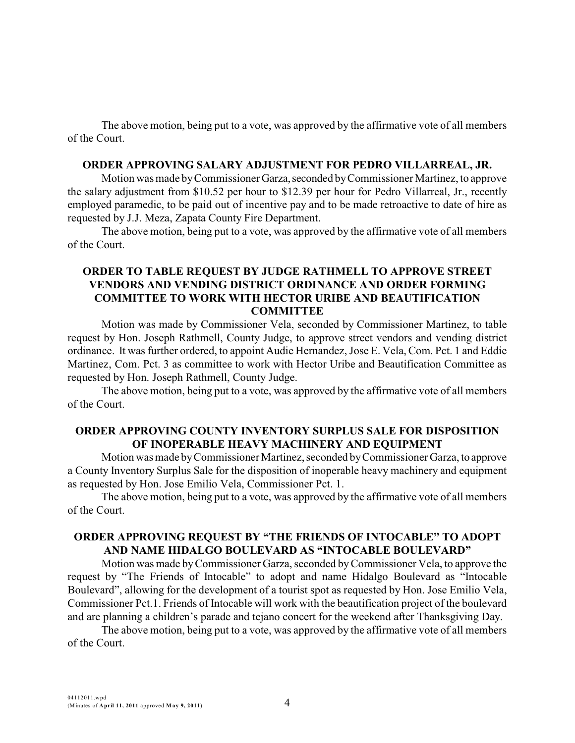The above motion, being put to a vote, was approved by the affirmative vote of all members of the Court.

**ORDER APPROVING SALARY ADJUSTMENT FOR PEDRO VILLARREAL, JR.**

Motion was made by Commissioner Garza, seconded by Commissioner Martinez, to approve the salary adjustment from $10.52 per hour to $12.39 per hour for Pedro Villarreal, Jr., recently employed paramedic, to be paid out of incentive pay and to be made retroactive to date of hire as requested by J.J. Meza, Zapata County Fire Department.

The above motion, being put to a vote, was approved by the affirmative vote of all members of the Court.

**ORDER TO TABLE REQUEST BY JUDGE RATHMELL TO APPROVE STREET VENDORS AND VENDING DISTRICT ORDINANCE AND ORDER FORMING COMMITTEE TO WORK WITH HECTOR URIBE AND BEAUTIFICATION COMMITTEE**

Motion was made by Commissioner Vela, seconded by Commissioner Martinez, to table request by Hon. Joseph Rathmell, County Judge, to approve street vendors and vending district ordinance. It was further ordered, to appoint Audie Hernandez, Jose E. Vela, Com. Pct. 1 and Eddie Martinez, Com. Pct. 3 as committee to work with Hector Uribe and Beautification Committee as requested by Hon. Joseph Rathmell, County Judge.

The above motion, being put to a vote, was approved by the affirmative vote of all members of the Court.

**ORDER APPROVING COUNTY INVENTORY SURPLUS SALE FOR DISPOSITION OF INOPERABLE HEAVY MACHINERY AND EQUIPMENT**

Motion was made by Commissioner Martinez, seconded by Commissioner Garza, to approve a County Inventory Surplus Sale for the disposition of inoperable heavy machinery and equipment as requested by Hon. Jose Emilio Vela, Commissioner Pct. 1.

The above motion, being put to a vote, was approved by the affirmative vote of all members of the Court.

**ORDER APPROVING REQUEST BY "THE FRIENDS OF INTOCABLE" TO ADOPT AND NAME HIDALGO BOULEVARD AS "INTOCABLE BOULEVARD"**

Motion was made by Commissioner Garza, seconded by Commissioner Vela, to approve the request by "The Friends of Intocable" to adopt and name Hidalgo Boulevard as "Intocable Boulevard", allowing for the development of a tourist spot as requested by Hon. Jose Emilio Vela, Commissioner Pct.1. Friends of Intocable will work with the beautification project of the boulevard and are planning a children's parade and tejano concert for the weekend after Thanksgiving Day.

The above motion, being put to a vote, was approved by the affirmative vote of all members of the Court.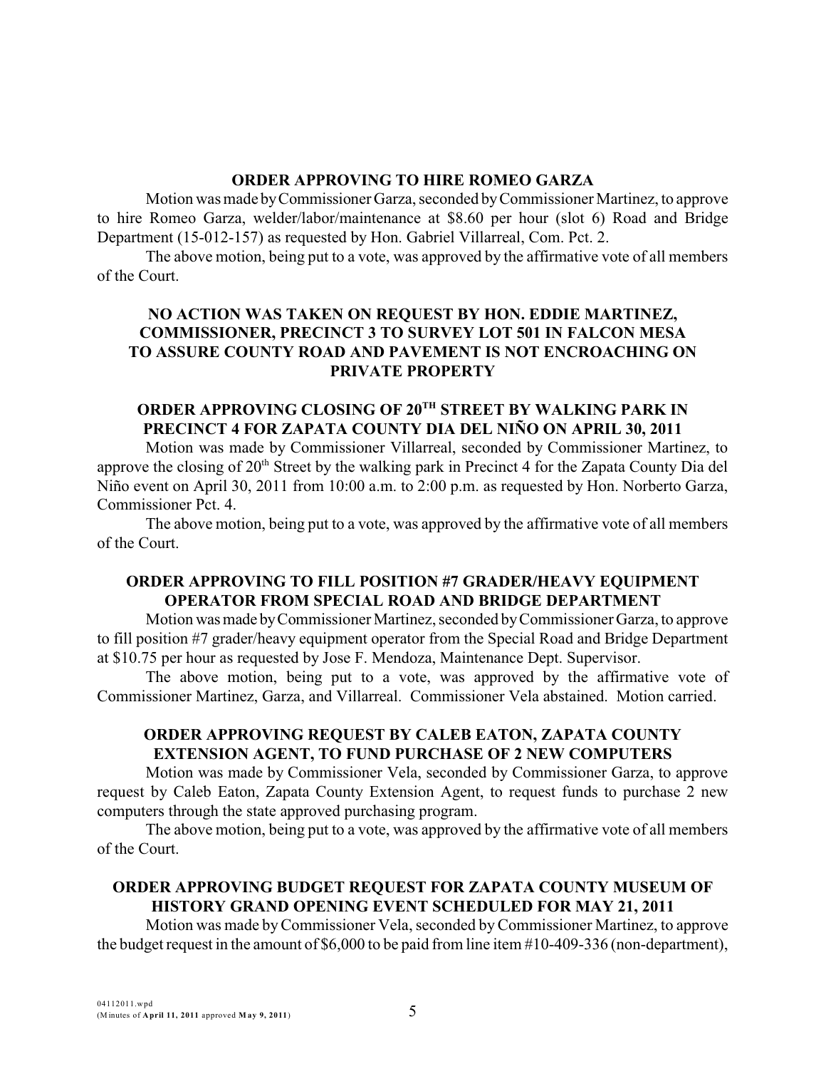**ORDER APPROVING TO HIRE ROMEO GARZA**

Motion was made by Commissioner Garza, seconded by Commissioner Martinez, to approve to hire Romeo Garza, welder/labor/maintenance at $8.60 per hour (slot 6) Road and Bridge Department (15-012-157) as requested by Hon. Gabriel Villarreal, Com. Pct. 2.

The above motion, being put to a vote, was approved by the affirmative vote of all members of the Court.

**NO ACTION WAS TAKEN ON REQUEST BY HON. EDDIE MARTINEZ, COMMISSIONER, PRECINCT 3 TO SURVEY LOT 501 IN FALCON MESA TO ASSURE COUNTY ROAD AND PAVEMENT IS NOT ENCROACHING ON PRIVATE PROPERTY**

**ORDER APPROVING CLOSING OF 20TH STREET BY WALKING PARK IN PRECINCT 4 FOR ZAPATA COUNTY DIA DEL NIÑO ON APRIL 30, 2011**

Motion was made by Commissioner Villarreal, seconded by Commissioner Martinez, to approve the closing of 20th Street by the walking park in Precinct 4 for the Zapata County Dia del Niño event on April 30, 2011 from 10:00 a.m. to 2:00 p.m. as requested by Hon. Norberto Garza, Commissioner Pct. 4.

The above motion, being put to a vote, was approved by the affirmative vote of all members of the Court.

**ORDER APPROVING TO FILL POSITION #7 GRADER/HEAVY EQUIPMENT OPERATOR FROM SPECIAL ROAD AND BRIDGE DEPARTMENT**

Motion was made by Commissioner Martinez, seconded by Commissioner Garza, to approve to fill position #7 grader/heavy equipment operator from the Special Road and Bridge Department at $10.75 per hour as requested by Jose F. Mendoza, Maintenance Dept. Supervisor.

The above motion, being put to a vote, was approved by the affirmative vote of Commissioner Martinez, Garza, and Villarreal. Commissioner Vela abstained. Motion carried.

**ORDER APPROVING REQUEST BY CALEB EATON, ZAPATA COUNTY EXTENSION AGENT, TO FUND PURCHASE OF 2 NEW COMPUTERS**

Motion was made by Commissioner Vela, seconded by Commissioner Garza, to approve request by Caleb Eaton, Zapata County Extension Agent, to request funds to purchase 2 new computers through the state approved purchasing program.

The above motion, being put to a vote, was approved by the affirmative vote of all members of the Court.

**ORDER APPROVING BUDGET REQUEST FOR ZAPATA COUNTY MUSEUM OF HISTORY GRAND OPENING EVENT SCHEDULED FOR MAY 21, 2011**

Motion was made by Commissioner Vela, seconded by Commissioner Martinez, to approve the budget request in the amount of $6,000 to be paid from line item #10-409-336 (non-department),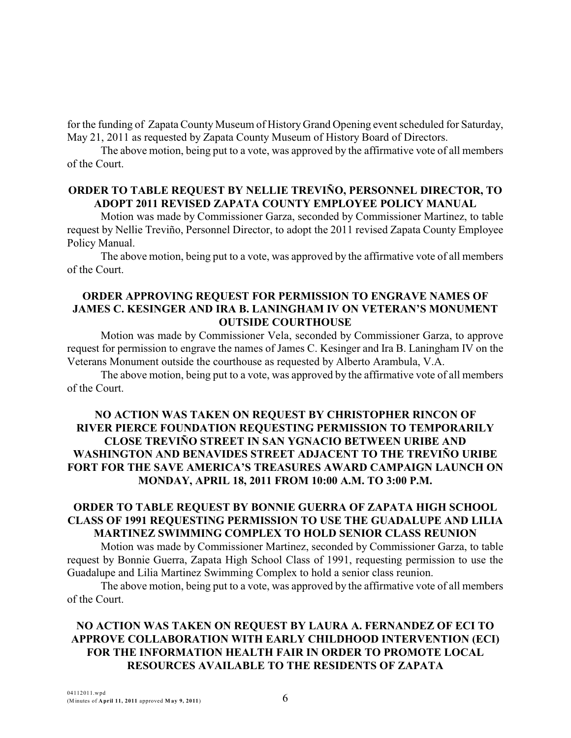for the funding of Zapata County Museum of History Grand Opening event scheduled for Saturday, May 21, 2011 as requested by Zapata County Museum of History Board of Directors.

The above motion, being put to a vote, was approved by the affirmative vote of all members of the Court.

**ORDER TO TABLE REQUEST BY NELLIE TREVIÑO, PERSONNEL DIRECTOR, TO ADOPT 2011 REVISED ZAPATA COUNTY EMPLOYEE POLICY MANUAL**

Motion was made by Commissioner Garza, seconded by Commissioner Martinez, to table request by Nellie Treviño, Personnel Director, to adopt the 2011 revised Zapata County Employee Policy Manual.

The above motion, being put to a vote, was approved by the affirmative vote of all members of the Court.

**ORDER APPROVING REQUEST FOR PERMISSION TO ENGRAVE NAMES OF JAMES C. KESINGER AND IRA B. LANINGHAM IV ON VETERAN'S MONUMENT OUTSIDE COURTHOUSE**

Motion was made by Commissioner Vela, seconded by Commissioner Garza, to approve request for permission to engrave the names of James C. Kesinger and Ira B. Laningham IV on the Veterans Monument outside the courthouse as requested by Alberto Arambula, V.A.

The above motion, being put to a vote, was approved by the affirmative vote of all members of the Court.

**NO ACTION WAS TAKEN ON REQUEST BY CHRISTOPHER RINCON OF RIVER PIERCE FOUNDATION REQUESTING PERMISSION TO TEMPORARILY CLOSE TREVIÑO STREET IN SAN YGNACIO BETWEEN URIBE AND WASHINGTON AND BENAVIDES STREET ADJACENT TO THE TREVIÑO URIBE FORT FOR THE SAVE AMERICA'S TREASURES AWARD CAMPAIGN LAUNCH ON MONDAY, APRIL 18, 2011 FROM 10:00 A.M. TO 3:00 P.M.**

**ORDER TO TABLE REQUEST BY BONNIE GUERRA OF ZAPATA HIGH SCHOOL CLASS OF 1991 REQUESTING PERMISSION TO USE THE GUADALUPE AND LILIA MARTINEZ SWIMMING COMPLEX TO HOLD SENIOR CLASS REUNION**

Motion was made by Commissioner Martinez, seconded by Commissioner Garza, to table request by Bonnie Guerra, Zapata High School Class of 1991, requesting permission to use the Guadalupe and Lilia Martinez Swimming Complex to hold a senior class reunion.

The above motion, being put to a vote, was approved by the affirmative vote of all members of the Court.

**NO ACTION WAS TAKEN ON REQUEST BY LAURA A. FERNANDEZ OF ECI TO APPROVE COLLABORATION WITH EARLY CHILDHOOD INTERVENTION (ECI) FOR THE INFORMATION HEALTH FAIR IN ORDER TO PROMOTE LOCAL RESOURCES AVAILABLE TO THE RESIDENTS OF ZAPATA**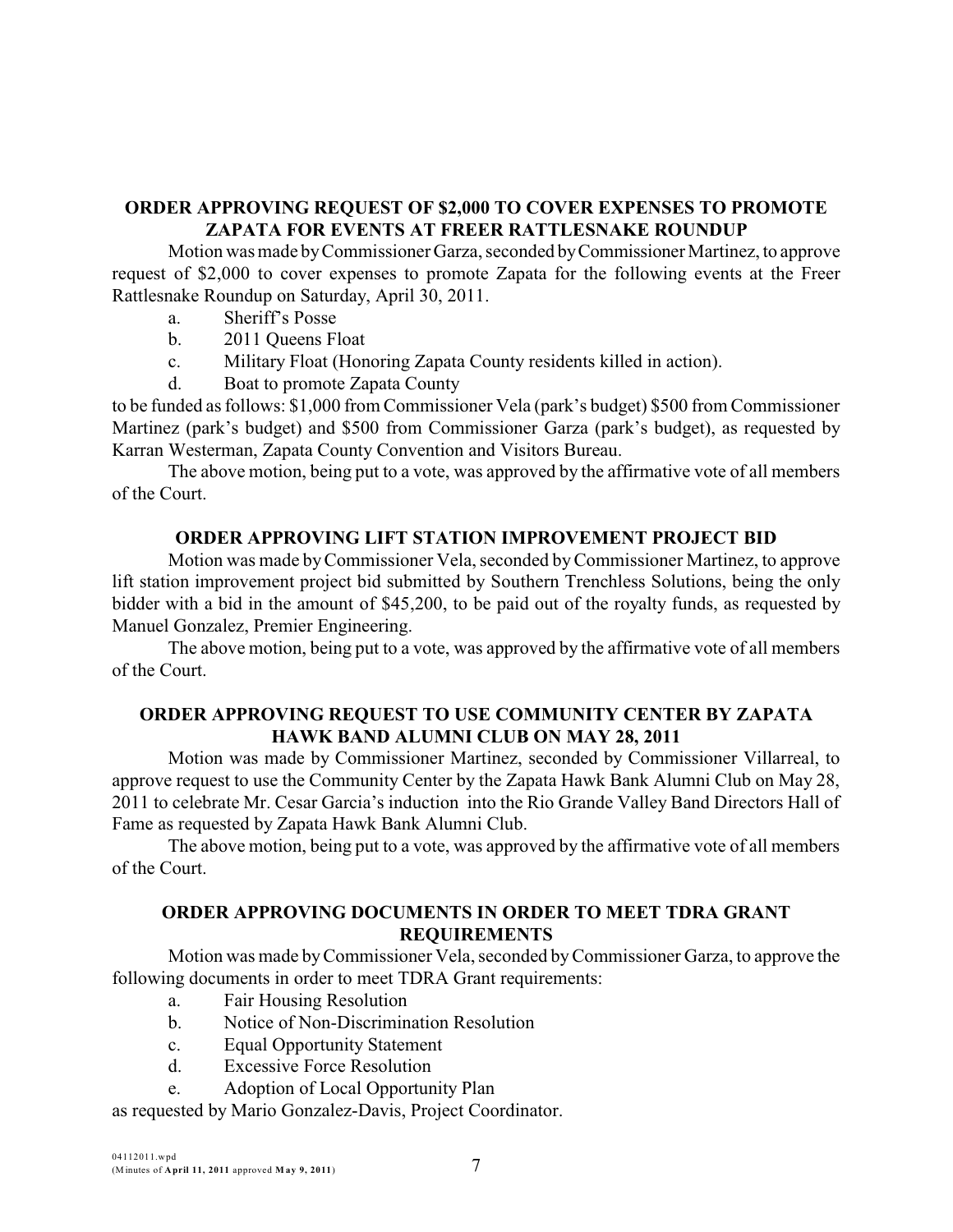**ORDER APPROVING REQUEST OF $2,000 TO COVER EXPENSES TO PROMOTE ZAPATA FOR EVENTS AT FREER RATTLESNAKE ROUNDUP**

Motion was made by Commissioner Garza, seconded by Commissioner Martinez, to approve request of $2,000 to cover expenses to promote Zapata for the following events at the Freer Rattlesnake Roundup on Saturday, April 30, 2011.

a. Sheriff's Posse
b. 2011 Queens Float
c. Military Float (Honoring Zapata County residents killed in action).
d. Boat to promote Zapata County

to be funded as follows: $1,000 from Commissioner Vela (park's budget) $500 from Commissioner Martinez (park's budget) and $500 from Commissioner Garza (park's budget), as requested by Karran Westerman, Zapata County Convention and Visitors Bureau.

The above motion, being put to a vote, was approved by the affirmative vote of all members of the Court.

**ORDER APPROVING LIFT STATION IMPROVEMENT PROJECT BID**

Motion was made by Commissioner Vela, seconded by Commissioner Martinez, to approve lift station improvement project bid submitted by Southern Trenchless Solutions, being the only bidder with a bid in the amount of $45,200, to be paid out of the royalty funds, as requested by Manuel Gonzalez, Premier Engineering.

The above motion, being put to a vote, was approved by the affirmative vote of all members of the Court.

**ORDER APPROVING REQUEST TO USE COMMUNITY CENTER BY ZAPATA HAWK BAND ALUMNI CLUB ON MAY 28, 2011**

Motion was made by Commissioner Martinez, seconded by Commissioner Villarreal, to approve request to use the Community Center by the Zapata Hawk Bank Alumni Club on May 28, 2011 to celebrate Mr. Cesar Garcia's induction into the Rio Grande Valley Band Directors Hall of Fame as requested by Zapata Hawk Bank Alumni Club.

The above motion, being put to a vote, was approved by the affirmative vote of all members of the Court.

**ORDER APPROVING DOCUMENTS IN ORDER TO MEET TDRA GRANT REQUIREMENTS**

Motion was made by Commissioner Vela, seconded by Commissioner Garza, to approve the following documents in order to meet TDRA Grant requirements:

a. Fair Housing Resolution
b. Notice of Non-Discrimination Resolution
c. Equal Opportunity Statement
d. Excessive Force Resolution
e. Adoption of Local Opportunity Plan

as requested by Mario Gonzalez-Davis, Project Coordinator.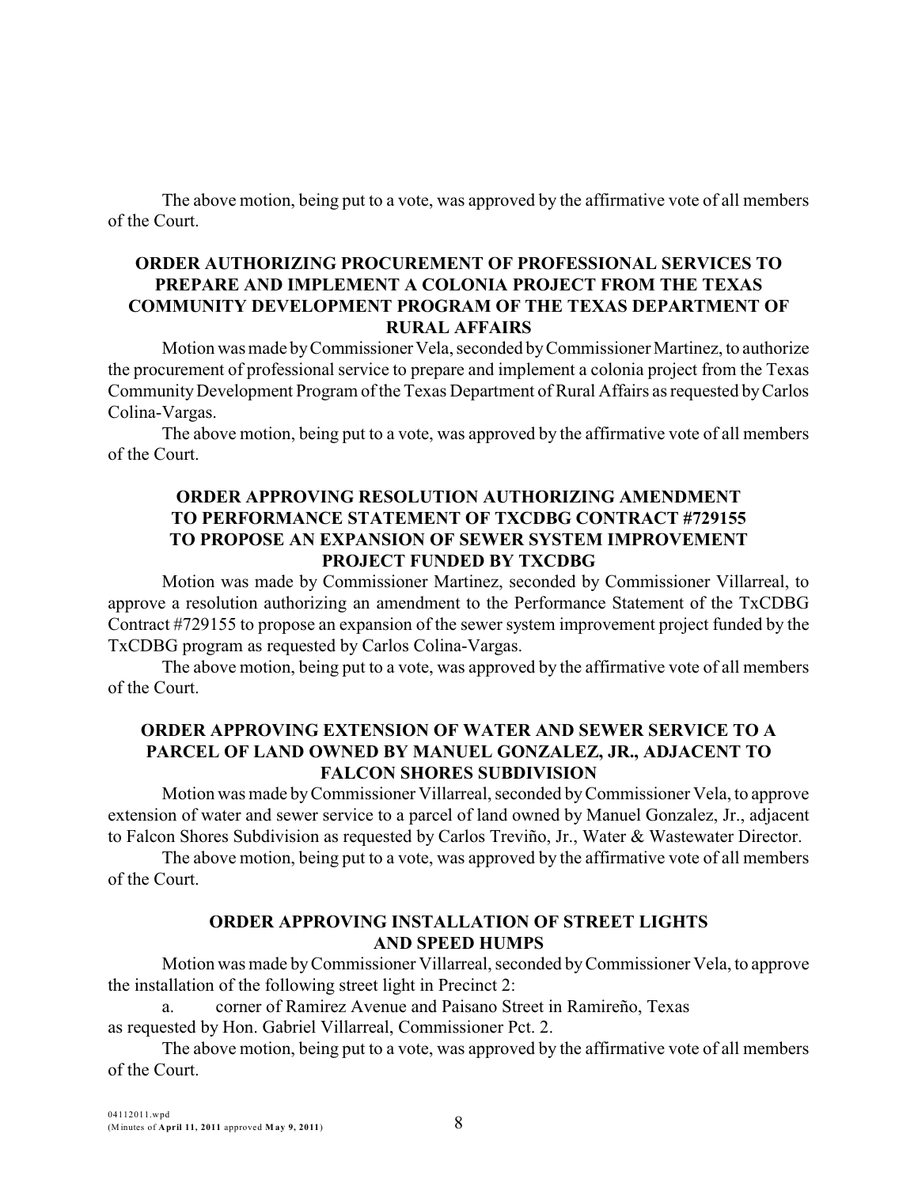The above motion, being put to a vote, was approved by the affirmative vote of all members of the Court.

**ORDER AUTHORIZING PROCUREMENT OF PROFESSIONAL SERVICES TO PREPARE AND IMPLEMENT A COLONIA PROJECT FROM THE TEXAS COMMUNITY DEVELOPMENT PROGRAM OF THE TEXAS DEPARTMENT OF RURAL AFFAIRS**

Motion was made by Commissioner Vela, seconded by Commissioner Martinez, to authorize the procurement of professional service to prepare and implement a colonia project from the Texas Community Development Program of the Texas Department of Rural Affairs as requested by Carlos Colina-Vargas.

The above motion, being put to a vote, was approved by the affirmative vote of all members of the Court.

**ORDER APPROVING RESOLUTION AUTHORIZING AMENDMENT TO PERFORMANCE STATEMENT OF TXCDBG CONTRACT #729155 TO PROPOSE AN EXPANSION OF SEWER SYSTEM IMPROVEMENT PROJECT FUNDED BY TXCDBG**

Motion was made by Commissioner Martinez, seconded by Commissioner Villarreal, to approve a resolution authorizing an amendment to the Performance Statement of the TxCDBG Contract #729155 to propose an expansion of the sewer system improvement project funded by the TxCDBG program as requested by Carlos Colina-Vargas.

The above motion, being put to a vote, was approved by the affirmative vote of all members of the Court.

**ORDER APPROVING EXTENSION OF WATER AND SEWER SERVICE TO A PARCEL OF LAND OWNED BY MANUEL GONZALEZ, JR., ADJACENT TO FALCON SHORES SUBDIVISION**

Motion was made by Commissioner Villarreal, seconded by Commissioner Vela, to approve extension of water and sewer service to a parcel of land owned by Manuel Gonzalez, Jr., adjacent to Falcon Shores Subdivision as requested by Carlos Treviño, Jr., Water & Wastewater Director.

The above motion, being put to a vote, was approved by the affirmative vote of all members of the Court.

**ORDER APPROVING INSTALLATION OF STREET LIGHTS AND SPEED HUMPS**

Motion was made by Commissioner Villarreal, seconded by Commissioner Vela, to approve the installation of the following street light in Precinct 2:

a. corner of Ramirez Avenue and Paisano Street in Ramireño, Texas

as requested by Hon. Gabriel Villarreal, Commissioner Pct. 2.

The above motion, being put to a vote, was approved by the affirmative vote of all members of the Court.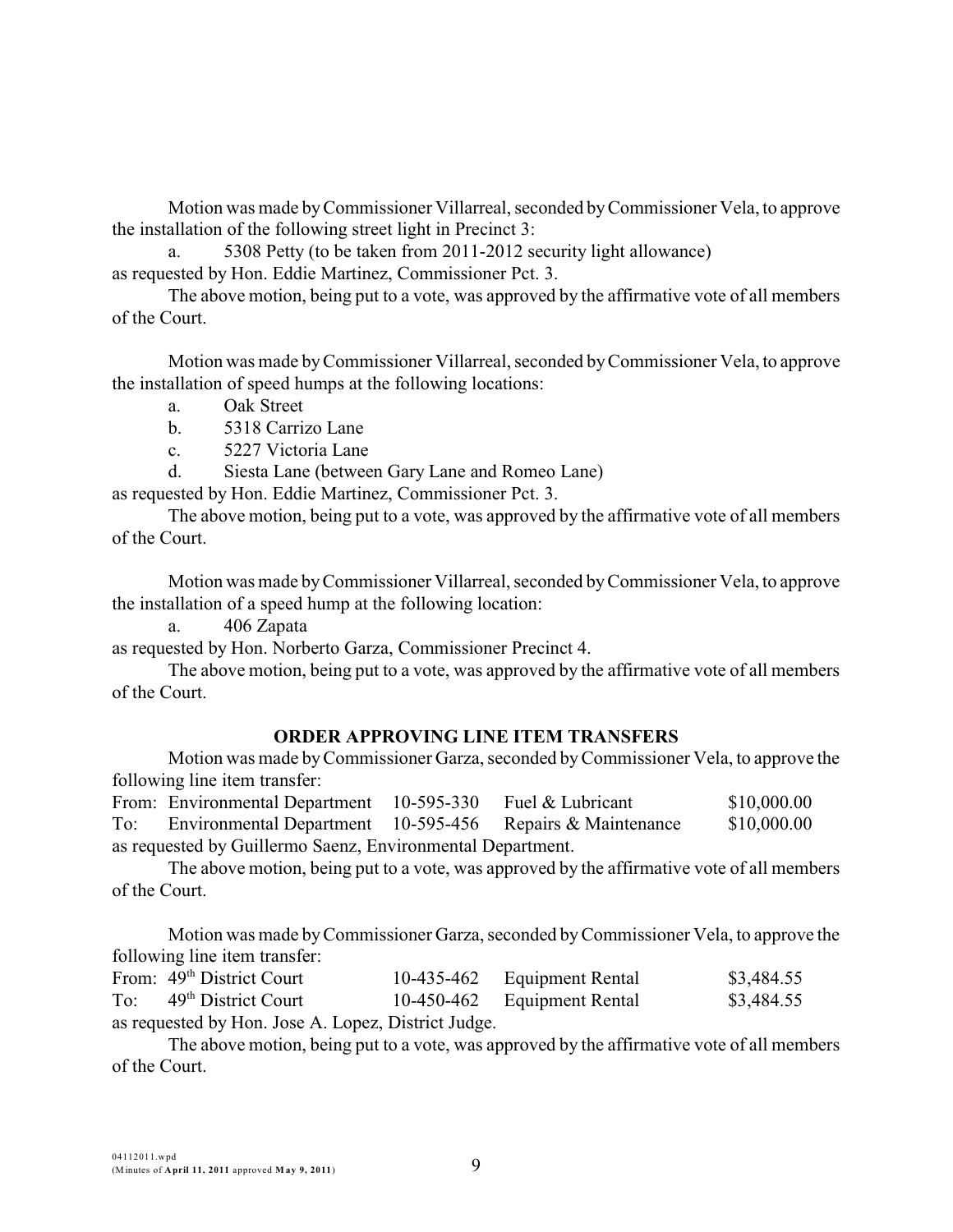Motion was made by Commissioner Villarreal, seconded by Commissioner Vela, to approve the installation of the following street light in Precinct 3:

a. 5308 Petty (to be taken from 2011-2012 security light allowance)

as requested by Hon. Eddie Martinez, Commissioner Pct. 3.

The above motion, being put to a vote, was approved by the affirmative vote of all members of the Court.

Motion was made by Commissioner Villarreal, seconded by Commissioner Vela, to approve the installation of speed humps at the following locations:

a. Oak Street
b. 5318 Carrizo Lane
c. 5227 Victoria Lane
d. Siesta Lane (between Gary Lane and Romeo Lane)

as requested by Hon. Eddie Martinez, Commissioner Pct. 3.

The above motion, being put to a vote, was approved by the affirmative vote of all members of the Court.

Motion was made by Commissioner Villarreal, seconded by Commissioner Vela, to approve the installation of a speed hump at the following location:

a. 406 Zapata

as requested by Hon. Norberto Garza, Commissioner Precinct 4.

The above motion, being put to a vote, was approved by the affirmative vote of all members of the Court.

## ORDER APPROVING LINE ITEM TRANSFERS

Motion was made by Commissioner Garza, seconded by Commissioner Vela, to approve the following line item transfer:

| | | | | |
|---|---|---|---|---|
| From: | Environmental Department | 10-595-330 | Fuel & Lubricant | $10,000.00 |
| To: | Environmental Department | 10-595-456 | Repairs & Maintenance | $10,000.00 |

as requested by Guillermo Saenz, Environmental Department.

The above motion, being put to a vote, was approved by the affirmative vote of all members of the Court.

Motion was made by Commissioner Garza, seconded by Commissioner Vela, to approve the following line item transfer:

| | | | | |
|---|---|---|---|---|
| From: | 49th District Court | 10-435-462 | Equipment Rental | $3,484.55 |
| To: | 49th District Court | 10-450-462 | Equipment Rental | $3,484.55 |

as requested by Hon. Jose A. Lopez, District Judge.

The above motion, being put to a vote, was approved by the affirmative vote of all members of the Court.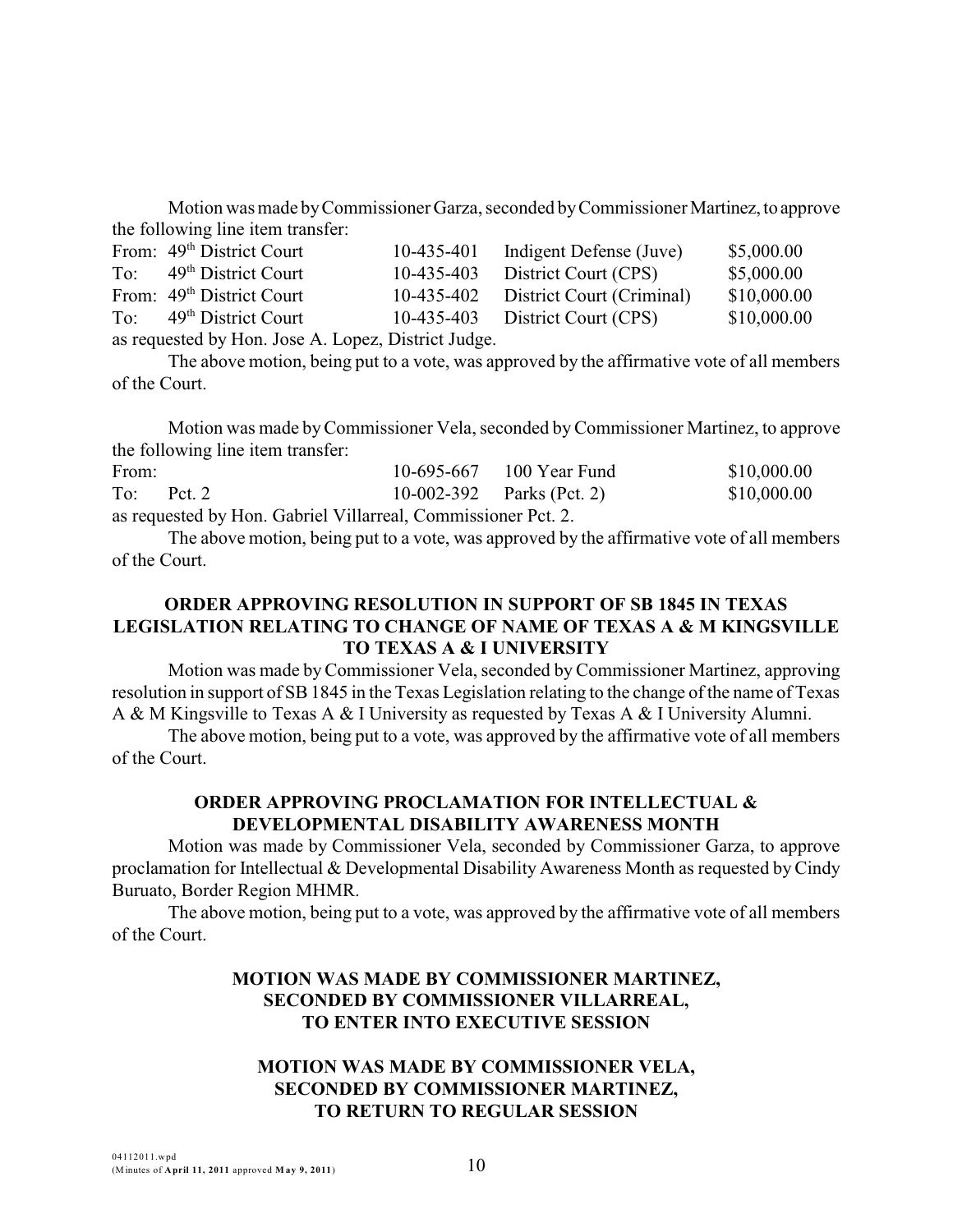Motion was made by Commissioner Garza, seconded by Commissioner Martinez, to approve the following line item transfer:

| | | | | |
|---|---|---|---|---|
| From: | 49th District Court | 10-435-401 | Indigent Defense (Juve) | \$5,000.00 |
| To: | 49th District Court | 10-435-403 | District Court (CPS) | \$5,000.00 |
| From: | 49th District Court | 10-435-402 | District Court (Criminal) | \$10,000.00 |
| To: | 49th District Court | 10-435-403 | District Court (CPS) | \$10,000.00 |

as requested by Hon. Jose A. Lopez, District Judge.

The above motion, being put to a vote, was approved by the affirmative vote of all members of the Court.

Motion was made by Commissioner Vela, seconded by Commissioner Martinez, to approve the following line item transfer:

| | | | | |
|---|---|---|---|---|
| From: | | 10-695-667 | 100 Year Fund | \$10,000.00 |
| To: | Pct. 2 | 10-002-392 | Parks (Pct. 2) | \$10,000.00 |

as requested by Hon. Gabriel Villarreal, Commissioner Pct. 2.

The above motion, being put to a vote, was approved by the affirmative vote of all members of the Court.

**ORDER APPROVING RESOLUTION IN SUPPORT OF SB 1845 IN TEXAS LEGISLATION RELATING TO CHANGE OF NAME OF TEXAS A & M KINGSVILLE TO TEXAS A & I UNIVERSITY**

Motion was made by Commissioner Vela, seconded by Commissioner Martinez, approving resolution in support of SB 1845 in the Texas Legislation relating to the change of the name of Texas A & M Kingsville to Texas A & I University as requested by Texas A & I University Alumni.

The above motion, being put to a vote, was approved by the affirmative vote of all members of the Court.

**ORDER APPROVING PROCLAMATION FOR INTELLECTUAL & DEVELOPMENTAL DISABILITY AWARENESS MONTH**

Motion was made by Commissioner Vela, seconded by Commissioner Garza, to approve proclamation for Intellectual & Developmental Disability Awareness Month as requested by Cindy Buruato, Border Region MHMR.

The above motion, being put to a vote, was approved by the affirmative vote of all members of the Court.

**MOTION WAS MADE BY COMMISSIONER MARTINEZ, SECONDED BY COMMISSIONER VILLARREAL, TO ENTER INTO EXECUTIVE SESSION**

**MOTION WAS MADE BY COMMISSIONER VELA, SECONDED BY COMMISSIONER MARTINEZ, TO RETURN TO REGULAR SESSION**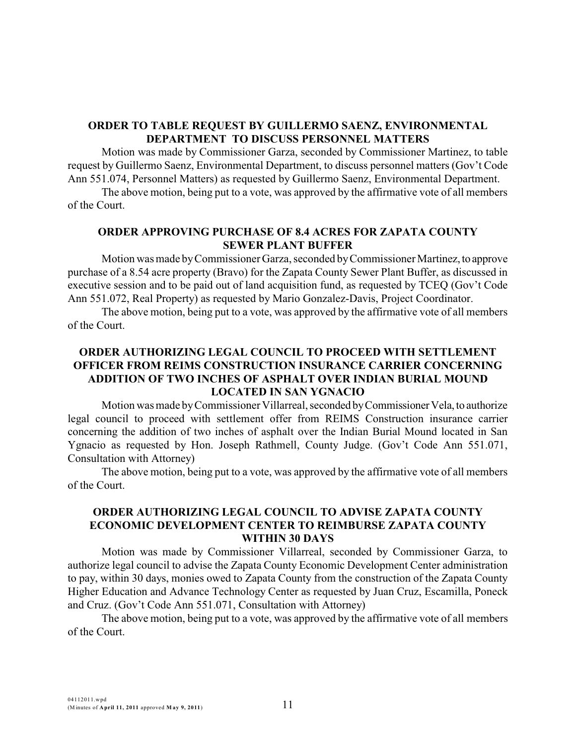**ORDER TO TABLE REQUEST BY GUILLERMO SAENZ, ENVIRONMENTAL DEPARTMENT TO DISCUSS PERSONNEL MATTERS**

Motion was made by Commissioner Garza, seconded by Commissioner Martinez, to table request by Guillermo Saenz, Environmental Department, to discuss personnel matters (Gov't Code Ann 551.074, Personnel Matters) as requested by Guillermo Saenz, Environmental Department.

The above motion, being put to a vote, was approved by the affirmative vote of all members of the Court.

**ORDER APPROVING PURCHASE OF 8.4 ACRES FOR ZAPATA COUNTY SEWER PLANT BUFFER**

Motion was made by Commissioner Garza, seconded by Commissioner Martinez, to approve purchase of a 8.54 acre property (Bravo) for the Zapata County Sewer Plant Buffer, as discussed in executive session and to be paid out of land acquisition fund, as requested by TCEQ (Gov't Code Ann 551.072, Real Property) as requested by Mario Gonzalez-Davis, Project Coordinator.

The above motion, being put to a vote, was approved by the affirmative vote of all members of the Court.

**ORDER AUTHORIZING LEGAL COUNCIL TO PROCEED WITH SETTLEMENT OFFICER FROM REIMS CONSTRUCTION INSURANCE CARRIER CONCERNING ADDITION OF TWO INCHES OF ASPHALT OVER INDIAN BURIAL MOUND LOCATED IN SAN YGNACIO**

Motion was made by Commissioner Villarreal, seconded by Commissioner Vela, to authorize legal council to proceed with settlement offer from REIMS Construction insurance carrier concerning the addition of two inches of asphalt over the Indian Burial Mound located in San Ygnacio as requested by Hon. Joseph Rathmell, County Judge. (Gov't Code Ann 551.071, Consultation with Attorney)

The above motion, being put to a vote, was approved by the affirmative vote of all members of the Court.

**ORDER AUTHORIZING LEGAL COUNCIL TO ADVISE ZAPATA COUNTY ECONOMIC DEVELOPMENT CENTER TO REIMBURSE ZAPATA COUNTY WITHIN 30 DAYS**

Motion was made by Commissioner Villarreal, seconded by Commissioner Garza, to authorize legal council to advise the Zapata County Economic Development Center administration to pay, within 30 days, monies owed to Zapata County from the construction of the Zapata County Higher Education and Advance Technology Center as requested by Juan Cruz, Escamilla, Poneck and Cruz. (Gov't Code Ann 551.071, Consultation with Attorney)

The above motion, being put to a vote, was approved by the affirmative vote of all members of the Court.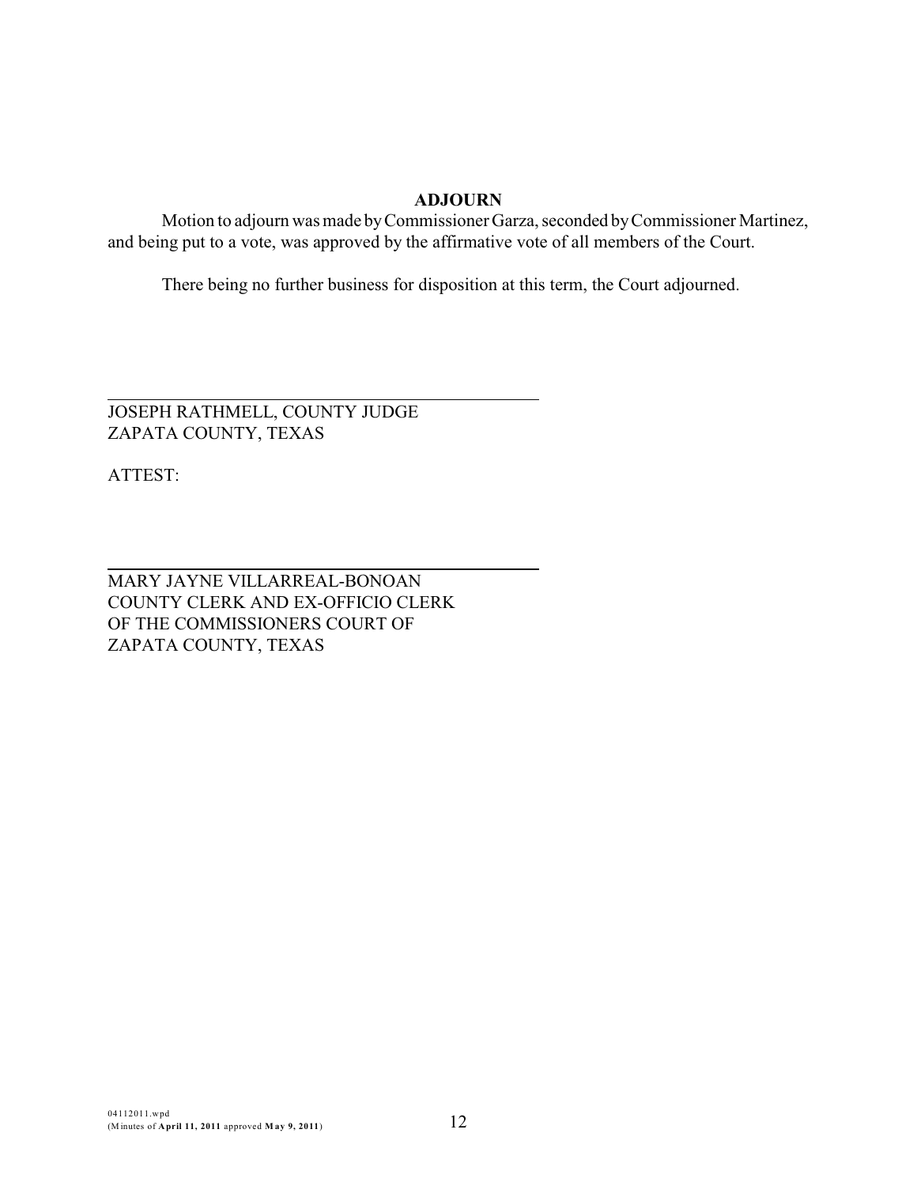**ADJOURN**

Motion to adjourn was made by Commissioner Garza, seconded by Commissioner Martinez, and being put to a vote, was approved by the affirmative vote of all members of the Court.

There being no further business for disposition at this term, the Court adjourned.

JOSEPH RATHMELL, COUNTY JUDGE
ZAPATA COUNTY, TEXAS

ATTEST:

MARY JAYNE VILLARREAL-BONOAN
COUNTY CLERK AND EX-OFFICIO CLERK
OF THE COMMISSIONERS COURT OF
ZAPATA COUNTY, TEXAS

04112011.wpd
(Minutes of **April 11, 2011** approved **May 9, 2011**)